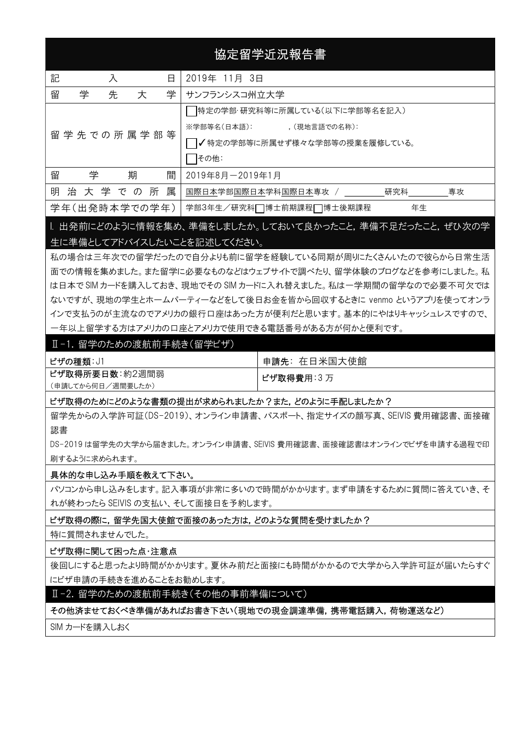# 協定留学近況報告書

| 記入日 | 2019年 11月 3日 |
| --- | --- |
| 留学先大学 | サンフランシスコ州立大学 |
| 留学先での所属学部等 | □特定の学部･研究科等に所属している(以下に学部等名を記入)<br>※学部等名(日本語): ,(現地言語での名称):<br>☑特定の学部等に所属せず様々な学部等の授業を履修している。<br>□その他: |
| 留学期間 | 2019年8月－2019年1月 |
| 明治大学での所属 | 国際日本学部国際日本学科国際日本専攻 / ＿＿＿研究科＿＿＿専攻 |
| 学年(出発時本学での学年) | 学部3年生/研究科□博士前期課程□博士後期課程 年生 |

## I. 出発前にどのように情報を集め、準備をしましたか。しておいて良かったこと，準備不足だったこと，ぜひ次の学生に準備としてアドバイスしたいことを記述してください。

私の場合は三年次での留学だったので自分よりも前に留学を経験している同期が周りにたくさんいたので彼らから日常生活面での情報を集めました。また留学に必要なものなどはウェブサイトで調べたり、留学体験のブログなどを参考にしました。私は日本で SIM カードを購入しておき、現地でその SIM カードに入れ替えました。私は一学期間の留学なので必要不可欠ではないですが、現地の学生とホームパーティーなどをして後日お金を皆から回収するときに venmo というアプリを使ってオンラインで支払うのが主流なのでアメリカの銀行口座はあった方が便利だと思います。基本的にやはりキャッシュレスですので、一年以上留学する方はアメリカの口座とアメリカで使用できる電話番号がある方が何かと便利です。

## Ⅱ-1. 留学のための渡航前手続き(留学ビザ)

| ビザの種類:J1 | 申請先: 在日米国大使館 |
| --- | --- |
| ビザ取得所要日数:約2週間弱<br>(申請してから何日/週間要したか) | ビザ取得費用:3 万 |

**ビザ取得のためにどのような書類の提出が求められましたか？また，どのように手配しましたか？**

留学先からの入学許可証(DS-2019)、オンライン申請書、パスポート、指定サイズの顔写真、SEIVIS 費用確認書、面接確認書

DS-2019 は留学先の大学から届きました。オンライン申請書、SEIVIS 費用確認書、面接確認書はオンラインでビザを申請する過程で印刷するように求められます。

**具体的な申し込み手順を教えて下さい。**

パソコンから申し込みをします。記入事項が非常に多いので時間がかかります。まず申請をするために質問に答えていき、それが終わったら SEIVIS の支払い、そして面接日を予約します。

**ビザ取得の際に，留学先国大使館で面接のあった方は，どのような質問を受けましたか？**

特に質問されませんでした。

**ビザ取得に関して困った点･注意点**

後回しにすると思ったより時間がかかります。夏休み前だと面接にも時間がかかるので大学から入学許可証が届いたらすぐにビザ申請の手続きを進めることをお勧めします。

## Ⅱ-2. 留学のための渡航前手続き(その他の事前準備について)

**その他済ませておくべき準備があればお書き下さい(現地での現金調達準備，携帯電話購入，荷物運送など)**

SIM カードを購入しおく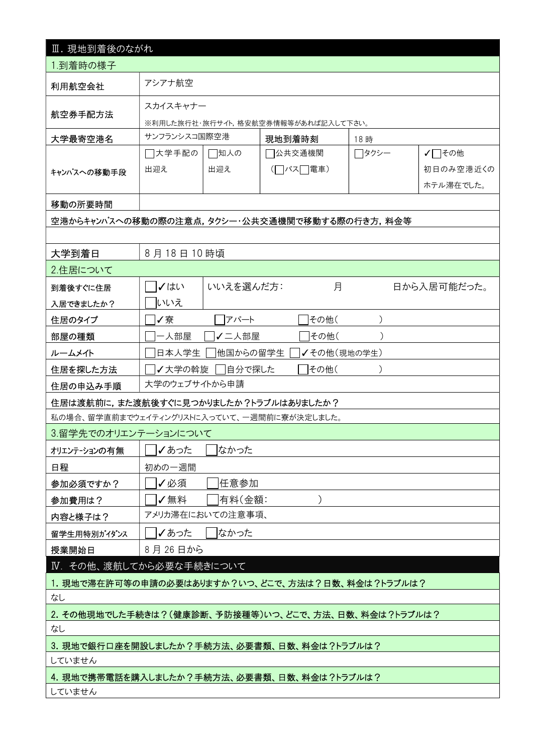## Ⅲ．現地到着後のながれ

### 1.到着時の様子

| 利用航空会社 | アシアナ航空 | | | | |
|---|---|---|---|---|---|
| 航空券手配方法 | スカイスキャナー<br>※利用した旅行社･旅行サイト，格安航空券情報等があれば記入して下さい。 | | | | |
| 大学最寄空港名 | サンフランシスコ国際空港 | | 現地到着時刻 | 18 時 | |
| ｷｬﾝﾊﾟｽへの移動手段 | □大学手配の出迎え | □知人の出迎え | □公共交通機関（□バス□電車） | □タクシー | ✓□その他<br>初日のみ空港近くのホテル滞在でした。 |
| 移動の所要時間 | | | | | |

**空港からｷｬﾝﾊﾟｽへの移動の際の注意点，タクシー･公共交通機関で移動する際の行き方，料金等**

| 大学到着日 | 8 月 18 日 10 時頃 |
|---|---|

### 2.住居について

| 到着後すぐに住居入居できましたか？ | □✓はい<br>□いいえ | いいえを選んだ方：　　　月　　　日から入居可能だった。 |
|---|---|---|
| 住居のタイプ | □✓寮　□アパート　□その他（　　　） | |
| 部屋の種類 | □一人部屋　□✓二人部屋　□その他（　　　） | |
| ルームメイト | □日本人学生　□他国からの留学生　□✓その他（現地の学生） | |
| 住居を探した方法 | □✓大学の斡旋　□自分で探した　□その他（　　　） | |
| 住居の申込み手順 | 大学のウェブサイトから申請 | |

**住居は渡航前に，また渡航後すぐに見つかりましたか？トラブルはありましたか？**

私の場合、留学直前までウェイティングリストに入っていて、一週間前に寮が決定しました。

### 3.留学先でのオリエンテーションについて

| オリエンテーションの有無 | □✓あった　□なかった |
|---|---|
| 日程 | 初めの一週間 |
| 参加必須ですか？ | □✓必須　□任意参加 |
| 参加費用は？ | □✓無料　□有料（金額：　　　） |
| 内容と様子は？ | アメリカ滞在においての注意事項、 |
| 留学生用特別ｶﾞｲﾀﾞﾝｽ | □✓あった　□なかった |
| 授業開始日 | 8 月 26 日から |

## Ⅳ．その他、渡航してから必要な手続きについて

**1. 現地で滞在許可等の申請の必要はありますか？いつ、どこで、方法は？日数、料金は？トラブルは？**

なし

**2. その他現地でした手続きは？（健康診断、予防接種等）いつ、どこで、方法、日数、料金は？トラブルは？**

なし

**3. 現地で銀行口座を開設しましたか？手続方法、必要書類、日数、料金は？トラブルは？**

していません

**4. 現地で携帯電話を購入しましたか？手続方法、必要書類、日数、料金は？トラブルは？**

していません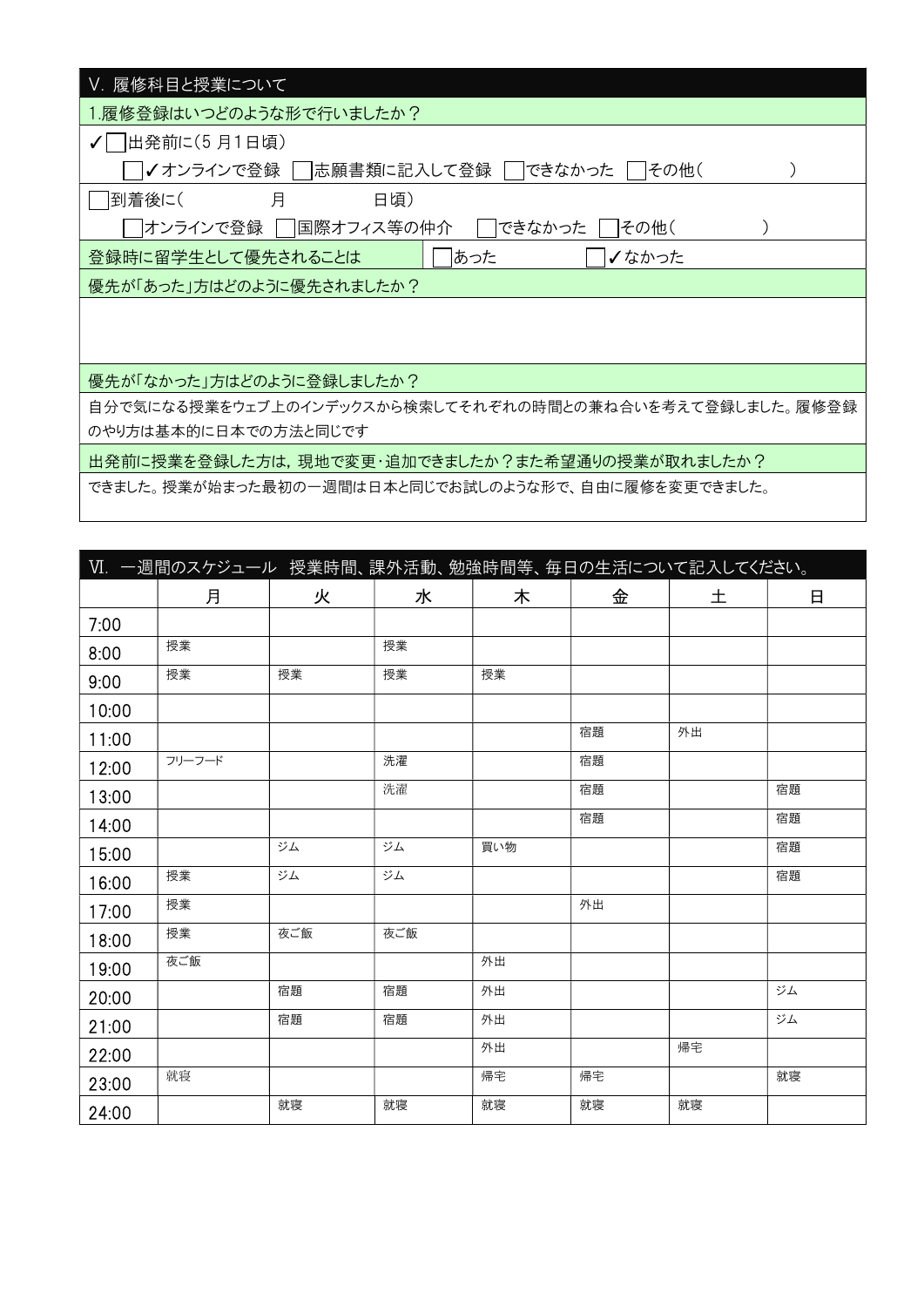## V. 履修科目と授業について

**1.履修登録はいつどのような形で行いましたか？**

✓☐出発前に(5 月1日頃)

☐✓オンラインで登録 ☐志願書類に記入して登録 ☐できなかった ☐その他(　　　　　)

☐到着後に(　　　月　　　日頃)

☐オンラインで登録 ☐国際オフィス等の仲介 ☐できなかった ☐その他(　　　　　)

| 登録時に留学生として優先されることは | ☐あった | ☐✓なかった |
|---|---|---|

**優先が「あった」方はどのように優先されましたか？**

**優先が「なかった」方はどのように登録しましたか？**

自分で気になる授業をウェブ上のインデックスから検索してそれぞれの時間との兼ね合いを考えて登録しました。履修登録のやり方は基本的に日本での方法と同じです

**出発前に授業を登録した方は，現地で変更･追加できましたか？また希望通りの授業が取れましたか？**

できました。授業が始まった最初の一週間は日本と同じでお試しのような形で、自由に履修を変更できました。

## VI. 一週間のスケジュール 授業時間、課外活動、勉強時間等、毎日の生活について記入してください。

| | 月 | 火 | 水 | 木 | 金 | 土 | 日 |
|---|---|---|---|---|---|---|---|
| 7:00 | | | | | | | |
| 8:00 | 授業 | | 授業 | | | | |
| 9:00 | 授業 | 授業 | 授業 | 授業 | | | |
| 10:00 | | | | | | | |
| 11:00 | | | | | 宿題 | 外出 | |
| 12:00 | フリーフード | | 洗濯 | | 宿題 | | |
| 13:00 | | | 洗濯 | | 宿題 | | 宿題 |
| 14:00 | | | | | 宿題 | | 宿題 |
| 15:00 | | ジム | ジム | 買い物 | | | 宿題 |
| 16:00 | 授業 | ジム | ジム | | | | 宿題 |
| 17:00 | 授業 | | | | 外出 | | |
| 18:00 | 授業 | 夜ご飯 | 夜ご飯 | | | | |
| 19:00 | 夜ご飯 | | | 外出 | | | |
| 20:00 | | 宿題 | 宿題 | 外出 | | | ジム |
| 21:00 | | 宿題 | 宿題 | 外出 | | | ジム |
| 22:00 | | | | 外出 | | 帰宅 | |
| 23:00 | 就寝 | | | 帰宅 | 帰宅 | | 就寝 |
| 24:00 | | 就寝 | 就寝 | 就寝 | 就寝 | 就寝 | |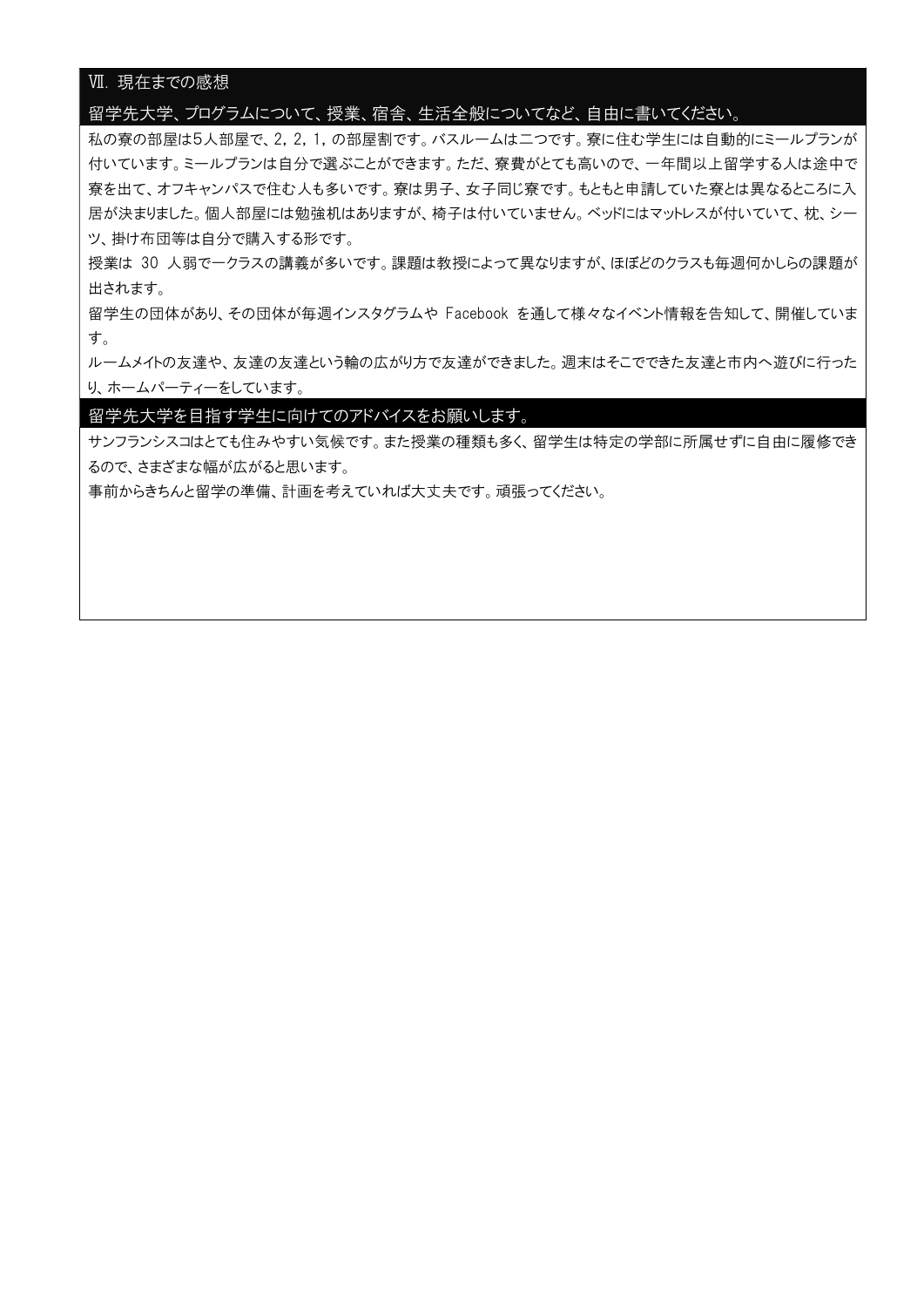## Ⅶ. 現在までの感想

### 留学先大学、プログラムについて、授業、宿舎、生活全般についてなど、自由に書いてください。

私の寮の部屋は5人部屋で、2，2，1，の部屋割です。バスルームは二つです。寮に住む学生には自動的にミールプランが付いています。ミールプランは自分で選ぶことができます。ただ、寮費がとても高いので、一年間以上留学する人は途中で寮を出て、オフキャンパスで住む人も多いです。寮は男子、女子同じ寮です。もともと申請していた寮とは異なるところに入居が決まりました。個人部屋には勉強机はありますが、椅子は付いていません。ベッドにはマットレスが付いていて、枕、シーツ、掛け布団等は自分で購入する形です。

授業は 30 人弱で一クラスの講義が多いです。課題は教授によって異なりますが、ほぼどのクラスも毎週何かしらの課題が出されます。

留学生の団体があり、その団体が毎週インスタグラムや Facebook を通して様々なイベント情報を告知して、開催しています。

ルームメイトの友達や、友達の友達という輪の広がり方で友達ができました。週末はそこでできた友達と市内へ遊びに行ったり、ホームパーティーをしています。

### 留学先大学を目指す学生に向けてのアドバイスをお願いします。

サンフランシスコはとても住みやすい気候です。また授業の種類も多く、留学生は特定の学部に所属せずに自由に履修できるので、さまざまな幅が広がると思います。

事前からきちんと留学の準備、計画を考えていれば大丈夫です。頑張ってください。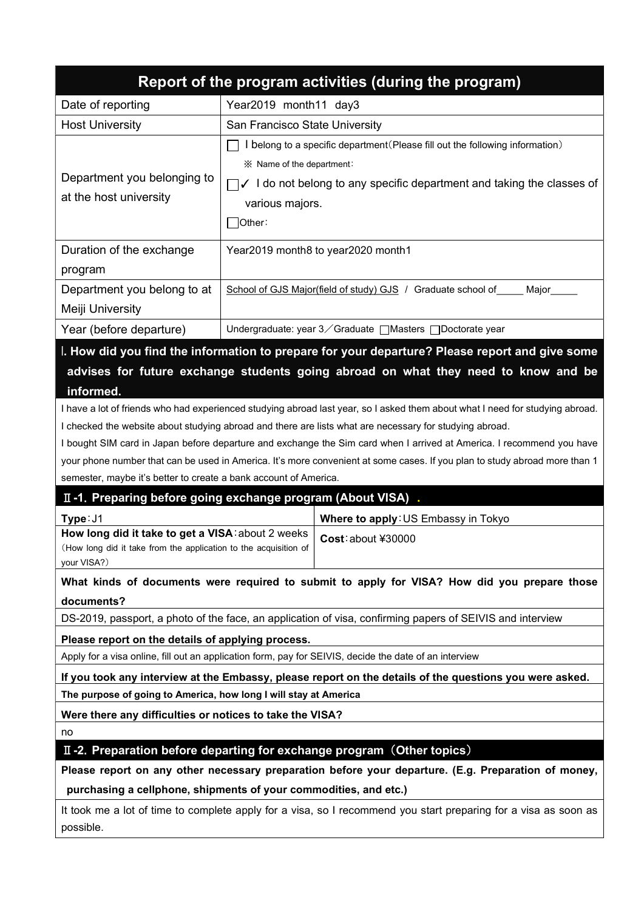# Report of the program activities (during the program)

| Field | Details |
| --- | --- |
| Date of reporting | Year2019 month11 day3 |
| Host University | San Francisco State University |
| Department you belonging to at the host university | ☐ I belong to a specific department(Please fill out the following information)<br>※ Name of the department:<br>☐✓ I do not belong to any specific department and taking the classes of various majors.<br>☐Other: |
| Duration of the exchange program | Year2019 month8 to year2020 month1 |
| Department you belong to at Meiji University | School of GJS Major(field of study) GJS / Graduate school of_____ Major_____ |
| Year (before departure) | Undergraduate: year 3／Graduate ☐Masters ☐Doctorate year |

## Ⅰ. How did you find the information to prepare for your departure? Please report and give some advises for future exchange students going abroad on what they need to know and be informed.

I have a lot of friends who had experienced studying abroad last year, so I asked them about what I need for studying abroad.
I checked the website about studying abroad and there are lists what are necessary for studying abroad.
I bought SIM card in Japan before departure and exchange the Sim card when I arrived at America. I recommend you have your phone number that can be used in America. It's more convenient at some cases. If you plan to study abroad more than 1 semester, maybe it's better to create a bank account of America.

## Ⅱ-1. Preparing before going exchange program (About VISA) .

| | |
| --- | --- |
| **Type**:J1 | **Where to apply**:US Embassy in Tokyo |
| **How long did it take to get a VISA**:about 2 weeks<br>(How long did it take from the application to the acquisition of your VISA?) | **Cost**:about ¥30000 |

**What kinds of documents were required to submit to apply for VISA? How did you prepare those documents?**

DS-2019, passport, a photo of the face, an application of visa, confirming papers of SEIVIS and interview

**Please report on the details of applying process.**

Apply for a visa online, fill out an application form, pay for SEIVIS, decide the date of an interview

**If you took any interview at the Embassy, please report on the details of the questions you were asked.**

**The purpose of going to America, how long I will stay at America**

**Were there any difficulties or notices to take the VISA?**

no

## Ⅱ-2. Preparation before departing for exchange program（Other topics）

**Please report on any other necessary preparation before your departure. (E.g. Preparation of money, purchasing a cellphone, shipments of your commodities, and etc.)**

It took me a lot of time to complete apply for a visa, so I recommend you start preparing for a visa as soon as possible.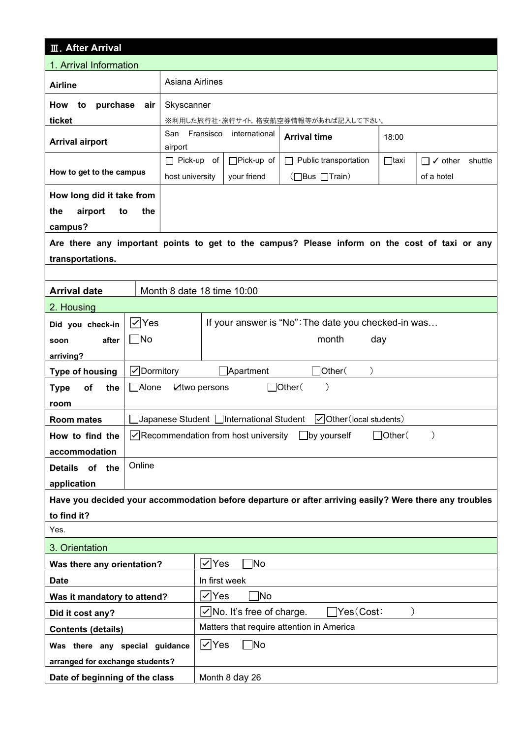## Ⅲ. After Arrival

### 1. Arrival Information

| | | | | | |
|---|---|---|---|---|---|
| **Airline** | Asiana Airlines | | | | |
| **How to purchase air ticket** | Skyscanner<br>※利用した旅行社･旅行サイト, 格安航空券情報等があれば記入して下さい。 | | | | |
| **Arrival airport** | San Fransisco international airport | **Arrival time** | 18:00 | | |
| **How to get to the campus** | ☐ Pick-up of host university | ☐Pick-up of your friend | ☐ Public transportation (☐Bus ☐Train) | ☐taxi | ☐ ✓ other shuttle of a hotel |
| **How long did it take from the airport to the campus?** | | | | | |

**Are there any important points to get to the campus? Please inform on the cost of taxi or any transportations.**

| | |
|---|---|
| **Arrival date** | Month 8 date 18 time 10:00 |

### 2. Housing

| | | |
|---|---|---|
| **Did you check-in soon after arriving?** | ☑Yes ☐No | If your answer is "No"：The date you checked-in was… month day |
| **Type of housing** | ☑Dormitory ☐Apartment ☐Other( ) | |
| **Type of the room** | ☐Alone ☑two persons ☐Other( ) | |
| **Room mates** | ☐Japanese Student ☐International Student ☑Other(local students) | |
| **How to find the accommodation** | ☑Recommendation from host university ☐by yourself ☐Other( ) | |
| **Details of the application** | Online | |

**Have you decided your accommodation before departure or after arriving easily? Were there any troubles to find it?**

Yes.

### 3. Orientation

| | |
|---|---|
| **Was there any orientation?** | ☑Yes ☐No |
| **Date** | In first week |
| **Was it mandatory to attend?** | ☑Yes ☐No |
| **Did it cost any?** | ☑No. It's free of charge. ☐Yes(Cost: ) |
| **Contents (details)** | Matters that require attention in America |
| **Was there any special guidance arranged for exchange students?** | ☑Yes ☐No |
| **Date of beginning of the class** | Month 8 day 26 |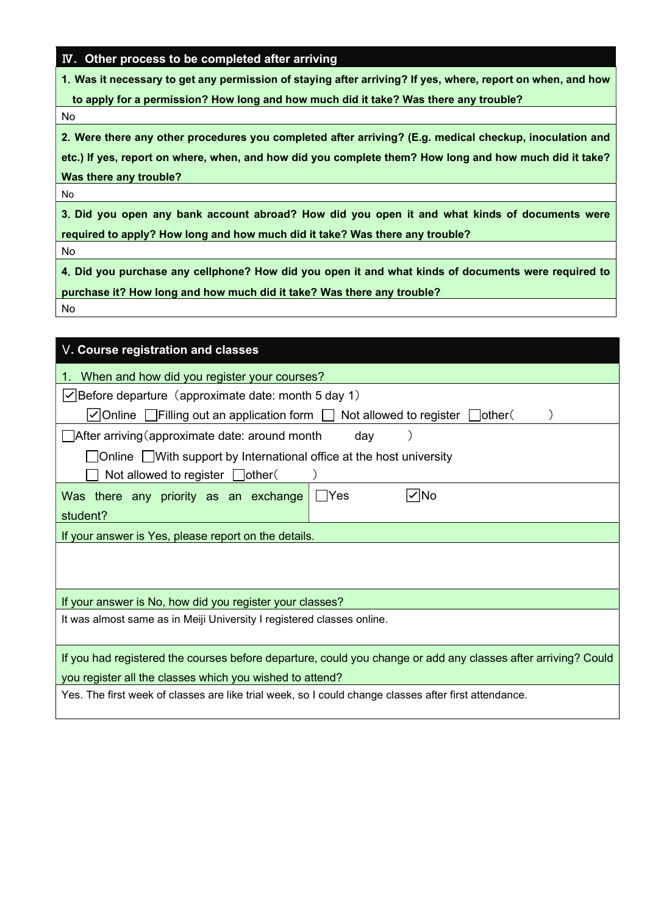## Ⅳ. Other process to be completed after arriving

**1. Was it necessary to get any permission of staying after arriving? If yes, where, report on when, and how to apply for a permission? How long and how much did it take? Was there any trouble?**

No

**2. Were there any other procedures you completed after arriving? (E.g. medical checkup, inoculation and etc.) If yes, report on where, when, and how did you complete them? How long and how much did it take? Was there any trouble?**

No

**3. Did you open any bank account abroad? How did you open it and what kinds of documents were required to apply? How long and how much did it take? Was there any trouble?**

No

**4. Did you purchase any cellphone? How did you open it and what kinds of documents were required to purchase it? How long and how much did it take? Was there any trouble?**

No

## Ⅴ. Course registration and classes

1. When and how did you register your courses?

☑ Before departure（approximate date: month 5 day 1）

☑ Online ☐ Filling out an application form ☐ Not allowed to register ☐ other（ ）

☐ After arriving（approximate date: around month day ）

☐ Online ☐ With support by International office at the host university

☐ Not allowed to register ☐ other（ ）

| Was there any priority as an exchange student? | ☐ Yes ☑ No |
| --- | --- |

If your answer is Yes, please report on the details.

If your answer is No, how did you register your classes?

It was almost same as in Meiji University I registered classes online.

If you had registered the courses before departure, could you change or add any classes after arriving? Could you register all the classes which you wished to attend?

Yes. The first week of classes are like trial week, so I could change classes after first attendance.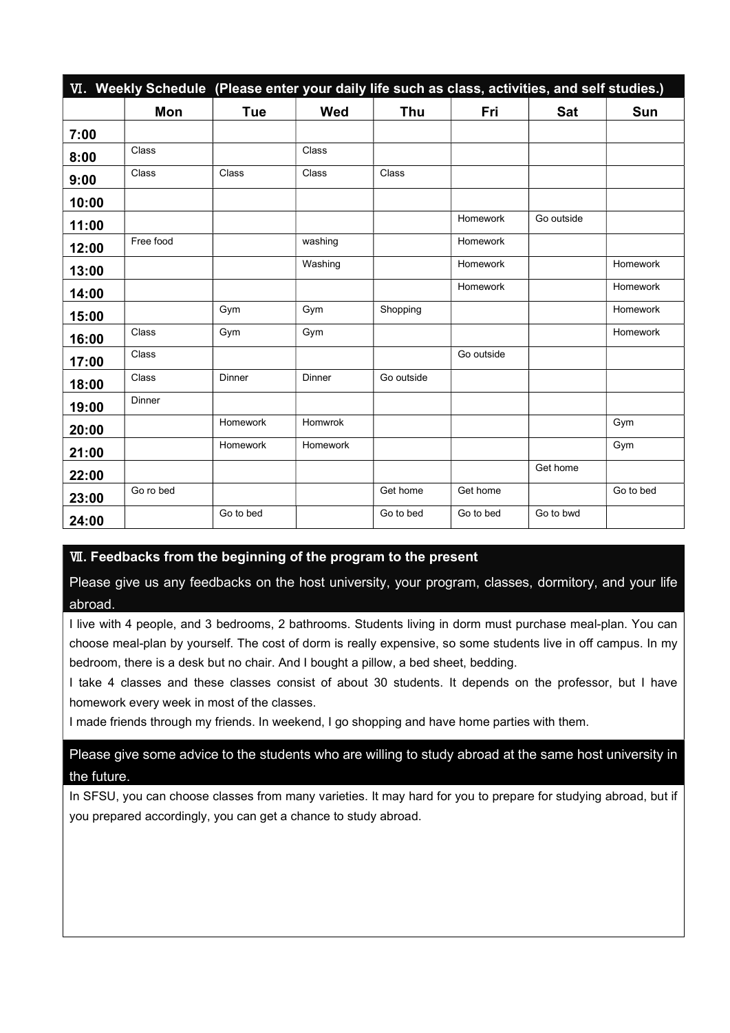## Ⅵ. Weekly Schedule (Please enter your daily life such as class, activities, and self studies.)

| | Mon | Tue | Wed | Thu | Fri | Sat | Sun |
|---|---|---|---|---|---|---|---|
| 7:00 | | | | | | | |
| 8:00 | Class | | Class | | | | |
| 9:00 | Class | Class | Class | Class | | | |
| 10:00 | | | | | | | |
| 11:00 | | | | | Homework | Go outside | |
| 12:00 | Free food | | washing | | Homework | | |
| 13:00 | | | Washing | | Homework | | Homework |
| 14:00 | | | | | Homework | | Homework |
| 15:00 | | Gym | Gym | Shopping | | | Homework |
| 16:00 | Class | Gym | Gym | | | | Homework |
| 17:00 | Class | | | | Go outside | | |
| 18:00 | Class | Dinner | Dinner | Go outside | | | |
| 19:00 | Dinner | | | | | | |
| 20:00 | | Homework | Homwrok | | | | Gym |
| 21:00 | | Homework | Homework | | | | Gym |
| 22:00 | | | | | | Get home | |
| 23:00 | Go ro bed | | | Get home | Get home | | Go to bed |
| 24:00 | | Go to bed | | Go to bed | Go to bed | Go to bwd | |

## Ⅶ. Feedbacks from the beginning of the program to the present

Please give us any feedbacks on the host university, your program, classes, dormitory, and your life abroad.

I live with 4 people, and 3 bedrooms, 2 bathrooms. Students living in dorm must purchase meal-plan. You can choose meal-plan by yourself. The cost of dorm is really expensive, so some students live in off campus. In my bedroom, there is a desk but no chair. And I bought a pillow, a bed sheet, bedding.

I take 4 classes and these classes consist of about 30 students. It depends on the professor, but I have homework every week in most of the classes.

I made friends through my friends. In weekend, I go shopping and have home parties with them.

Please give some advice to the students who are willing to study abroad at the same host university in the future.

In SFSU, you can choose classes from many varieties. It may hard for you to prepare for studying abroad, but if you prepared accordingly, you can get a chance to study abroad.